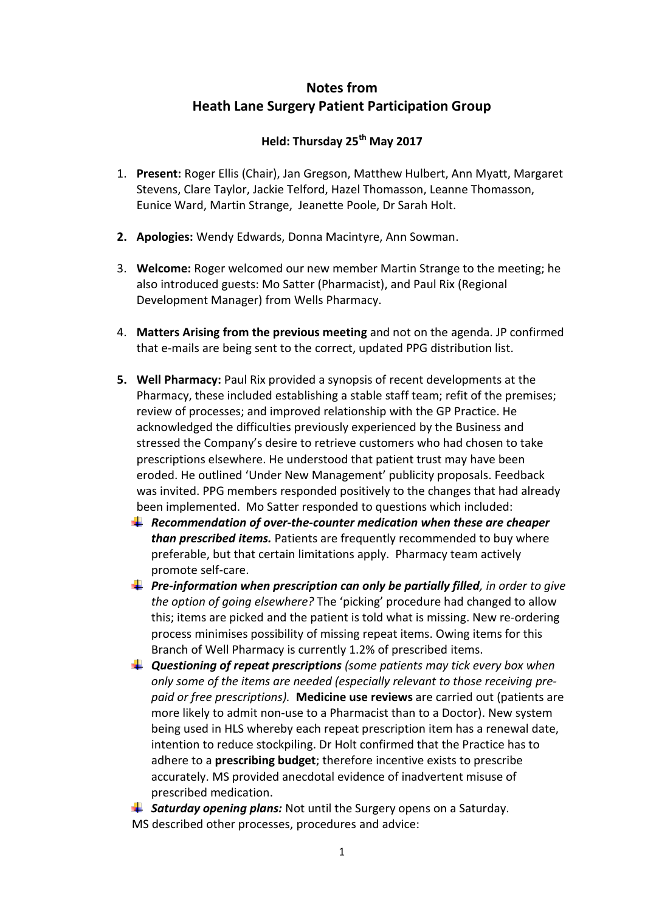# Notes from
# Heath Lane Surgery Patient Participation Group

### Held: Thursday 25th May 2017

1. **Present:** Roger Ellis (Chair), Jan Gregson, Matthew Hulbert, Ann Myatt, Margaret Stevens, Clare Taylor, Jackie Telford, Hazel Thomasson, Leanne Thomasson, Eunice Ward, Martin Strange, Jeanette Poole, Dr Sarah Holt.

2. **Apologies:** Wendy Edwards, Donna Macintyre, Ann Sowman.

3. **Welcome:** Roger welcomed our new member Martin Strange to the meeting; he also introduced guests: Mo Satter (Pharmacist), and Paul Rix (Regional Development Manager) from Wells Pharmacy.

4. **Matters Arising from the previous meeting** and not on the agenda. JP confirmed that e-mails are being sent to the correct, updated PPG distribution list.

5. **Well Pharmacy:** Paul Rix provided a synopsis of recent developments at the Pharmacy, these included establishing a stable staff team; refit of the premises; review of processes; and improved relationship with the GP Practice. He acknowledged the difficulties previously experienced by the Business and stressed the Company's desire to retrieve customers who had chosen to take prescriptions elsewhere. He understood that patient trust may have been eroded. He outlined 'Under New Management' publicity proposals. Feedback was invited. PPG members responded positively to the changes that had already been implemented. Mo Satter responded to questions which included:
   - ***Recommendation of over-the-counter medication when these are cheaper than prescribed items.*** Patients are frequently recommended to buy where preferable, but that certain limitations apply. Pharmacy team actively promote self-care.
   - ***Pre-information when prescription can only be partially filled**, in order to give the option of going elsewhere?* The 'picking' procedure had changed to allow this; items are picked and the patient is told what is missing. New re-ordering process minimises possibility of missing repeat items. Owing items for this Branch of Well Pharmacy is currently 1.2% of prescribed items.
   - ***Questioning of repeat prescriptions** (some patients may tick every box when only some of the items are needed (especially relevant to those receiving pre-paid or free prescriptions).* **Medicine use reviews** are carried out (patients are more likely to admit non-use to a Pharmacist than to a Doctor). New system being used in HLS whereby each repeat prescription item has a renewal date, intention to reduce stockpiling. Dr Holt confirmed that the Practice has to adhere to a **prescribing budget**; therefore incentive exists to prescribe accurately. MS provided anecdotal evidence of inadvertent misuse of prescribed medication.
   - ***Saturday opening plans:*** Not until the Surgery opens on a Saturday.

   MS described other processes, procedures and advice: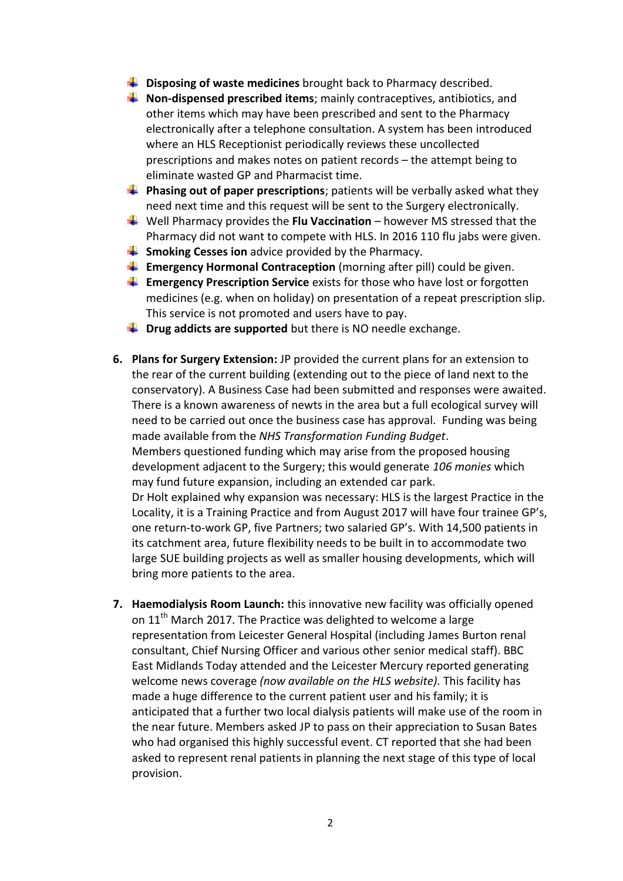- **Disposing of waste medicines** brought back to Pharmacy described.
- **Non-dispensed prescribed items**; mainly contraceptives, antibiotics, and other items which may have been prescribed and sent to the Pharmacy electronically after a telephone consultation. A system has been introduced where an HLS Receptionist periodically reviews these uncollected prescriptions and makes notes on patient records – the attempt being to eliminate wasted GP and Pharmacist time.
- **Phasing out of paper prescriptions**; patients will be verbally asked what they need next time and this request will be sent to the Surgery electronically.
- Well Pharmacy provides the **Flu Vaccination** – however MS stressed that the Pharmacy did not want to compete with HLS. In 2016 110 flu jabs were given.
- **Smoking Cesses ion** advice provided by the Pharmacy.
- **Emergency Hormonal Contraception** (morning after pill) could be given.
- **Emergency Prescription Service** exists for those who have lost or forgotten medicines (e.g. when on holiday) on presentation of a repeat prescription slip. This service is not promoted and users have to pay.
- **Drug addicts are supported** but there is NO needle exchange.

6. **Plans for Surgery Extension:** JP provided the current plans for an extension to the rear of the current building (extending out to the piece of land next to the conservatory). A Business Case had been submitted and responses were awaited. There is a known awareness of newts in the area but a full ecological survey will need to be carried out once the business case has approval. Funding was being made available from the *NHS Transformation Funding Budget*.
   Members questioned funding which may arise from the proposed housing development adjacent to the Surgery; this would generate *106 monies* which may fund future expansion, including an extended car park.
   Dr Holt explained why expansion was necessary: HLS is the largest Practice in the Locality, it is a Training Practice and from August 2017 will have four trainee GP's, one return-to-work GP, five Partners; two salaried GP's. With 14,500 patients in its catchment area, future flexibility needs to be built in to accommodate two large SUE building projects as well as smaller housing developments, which will bring more patients to the area.

7. **Haemodialysis Room Launch:** this innovative new facility was officially opened on 11th March 2017. The Practice was delighted to welcome a large representation from Leicester General Hospital (including James Burton renal consultant, Chief Nursing Officer and various other senior medical staff). BBC East Midlands Today attended and the Leicester Mercury reported generating welcome news coverage *(now available on the HLS website).* This facility has made a huge difference to the current patient user and his family; it is anticipated that a further two local dialysis patients will make use of the room in the near future. Members asked JP to pass on their appreciation to Susan Bates who had organised this highly successful event. CT reported that she had been asked to represent renal patients in planning the next stage of this type of local provision.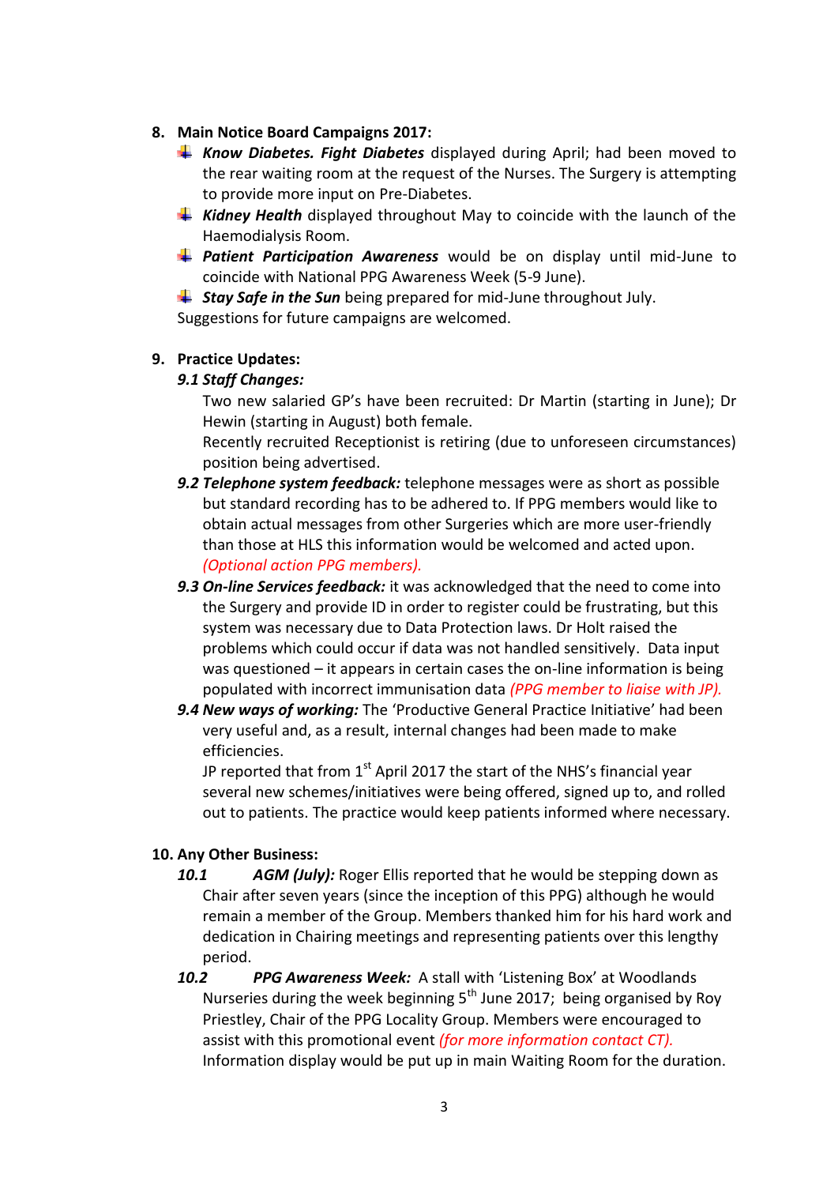8. **Main Notice Board Campaigns 2017:**
   - ***Know Diabetes. Fight Diabetes*** displayed during April; had been moved to the rear waiting room at the request of the Nurses. The Surgery is attempting to provide more input on Pre-Diabetes.
   - ***Kidney Health*** displayed throughout May to coincide with the launch of the Haemodialysis Room.
   - ***Patient Participation Awareness*** would be on display until mid-June to coincide with National PPG Awareness Week (5-9 June).
   - ***Stay Safe in the Sun*** being prepared for mid-June throughout July.

   Suggestions for future campaigns are welcomed.

9. **Practice Updates:**

   ***9.1 Staff Changes:***

   Two new salaried GP's have been recruited: Dr Martin (starting in June); Dr Hewin (starting in August) both female.

   Recently recruited Receptionist is retiring (due to unforeseen circumstances) position being advertised.

   ***9.2 Telephone system feedback:*** telephone messages were as short as possible but standard recording has to be adhered to. If PPG members would like to obtain actual messages from other Surgeries which are more user-friendly than those at HLS this information would be welcomed and acted upon. *(Optional action PPG members).*

   ***9.3 On-line Services feedback:*** it was acknowledged that the need to come into the Surgery and provide ID in order to register could be frustrating, but this system was necessary due to Data Protection laws. Dr Holt raised the problems which could occur if data was not handled sensitively. Data input was questioned – it appears in certain cases the on-line information is being populated with incorrect immunisation data *(PPG member to liaise with JP).*

   ***9.4 New ways of working:*** The 'Productive General Practice Initiative' had been very useful and, as a result, internal changes had been made to make efficiencies.

   JP reported that from 1st April 2017 the start of the NHS's financial year several new schemes/initiatives were being offered, signed up to, and rolled out to patients. The practice would keep patients informed where necessary.

10. **Any Other Business:**

   ***10.1 AGM (July):*** Roger Ellis reported that he would be stepping down as Chair after seven years (since the inception of this PPG) although he would remain a member of the Group. Members thanked him for his hard work and dedication in Chairing meetings and representing patients over this lengthy period.

   ***10.2 PPG Awareness Week:*** A stall with 'Listening Box' at Woodlands Nurseries during the week beginning 5th June 2017; being organised by Roy Priestley, Chair of the PPG Locality Group. Members were encouraged to assist with this promotional event *(for more information contact CT).* Information display would be put up in main Waiting Room for the duration.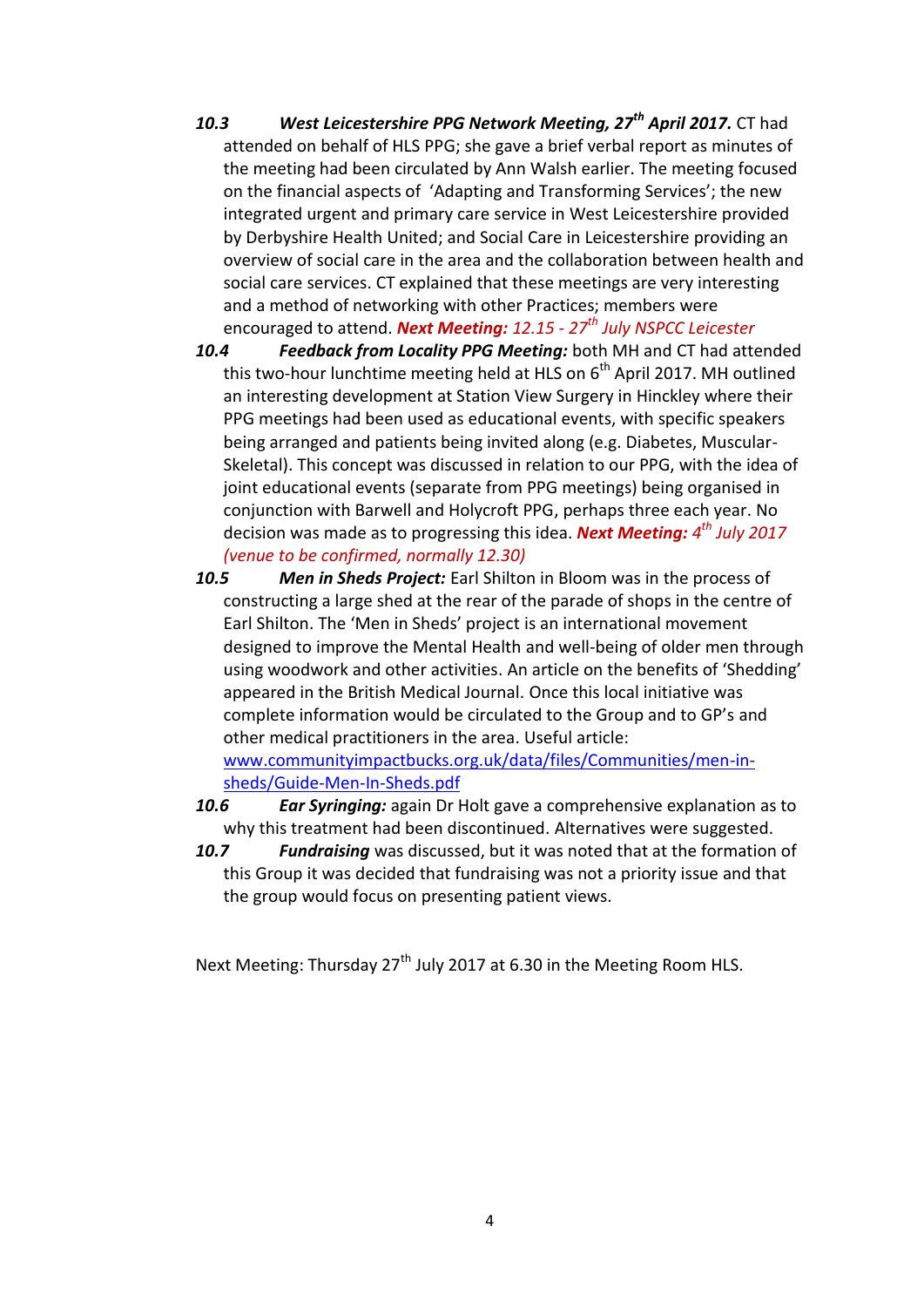**10.3** ***West Leicestershire PPG Network Meeting, 27th April 2017.*** CT had attended on behalf of HLS PPG; she gave a brief verbal report as minutes of the meeting had been circulated by Ann Walsh earlier. The meeting focused on the financial aspects of 'Adapting and Transforming Services'; the new integrated urgent and primary care service in West Leicestershire provided by Derbyshire Health United; and Social Care in Leicestershire providing an overview of social care in the area and the collaboration between health and social care services. CT explained that these meetings are very interesting and a method of networking with other Practices; members were encouraged to attend. ***Next Meeting:*** *12.15 - 27th July NSPCC Leicester*

**10.4** ***Feedback from Locality PPG Meeting:*** both MH and CT had attended this two-hour lunchtime meeting held at HLS on 6th April 2017. MH outlined an interesting development at Station View Surgery in Hinckley where their PPG meetings had been used as educational events, with specific speakers being arranged and patients being invited along (e.g. Diabetes, Muscular-Skeletal). This concept was discussed in relation to our PPG, with the idea of joint educational events (separate from PPG meetings) being organised in conjunction with Barwell and Holycroft PPG, perhaps three each year. No decision was made as to progressing this idea. ***Next Meeting:*** *4th July 2017 (venue to be confirmed, normally 12.30)*

**10.5** ***Men in Sheds Project:*** Earl Shilton in Bloom was in the process of constructing a large shed at the rear of the parade of shops in the centre of Earl Shilton. The 'Men in Sheds' project is an international movement designed to improve the Mental Health and well-being of older men through using woodwork and other activities. An article on the benefits of 'Shedding' appeared in the British Medical Journal. Once this local initiative was complete information would be circulated to the Group and to GP's and other medical practitioners in the area. Useful article: www.communityimpactbucks.org.uk/data/files/Communities/men-in-sheds/Guide-Men-In-Sheds.pdf

**10.6** ***Ear Syringing:*** again Dr Holt gave a comprehensive explanation as to why this treatment had been discontinued. Alternatives were suggested.

**10.7** ***Fundraising*** was discussed, but it was noted that at the formation of this Group it was decided that fundraising was not a priority issue and that the group would focus on presenting patient views.

Next Meeting: Thursday 27th July 2017 at 6.30 in the Meeting Room HLS.